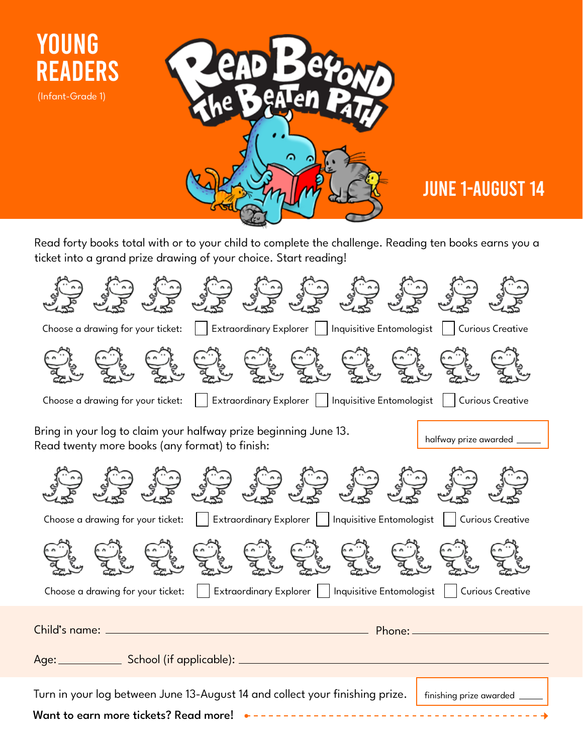# YOUNG READERS

(Infant-Grade 1)

# Read Beyond The Beaten Path

## JUNE 1-AUGUST 14

Read forty books total with or to your child to complete the challenge. Reading ten books earns you a ticket into a grand prize drawing of your choice. Start reading!

Choose a drawing for your ticket: ☐ Extraordinary Explorer ☐ Inquisitive Entomologist ☐ Curious Creative

Choose a drawing for your ticket: ☐ Extraordinary Explorer ☐ Inquisitive Entomologist ☐ Curious Creative

Bring in your log to claim your halfway prize beginning June 13.
Read twenty more books (any format) to finish:

halfway prize awarded _____

Choose a drawing for your ticket: ☐ Extraordinary Explorer ☐ Inquisitive Entomologist ☐ Curious Creative

Choose a drawing for your ticket: ☐ Extraordinary Explorer ☐ Inquisitive Entomologist ☐ Curious Creative

Child's name: ______________________ Phone: ______________

Age: __________ School (if applicable): ______________________

Turn in your log between June 13-August 14 and collect your finishing prize.

finishing prize awarded _____

**Want to earn more tickets? Read more!**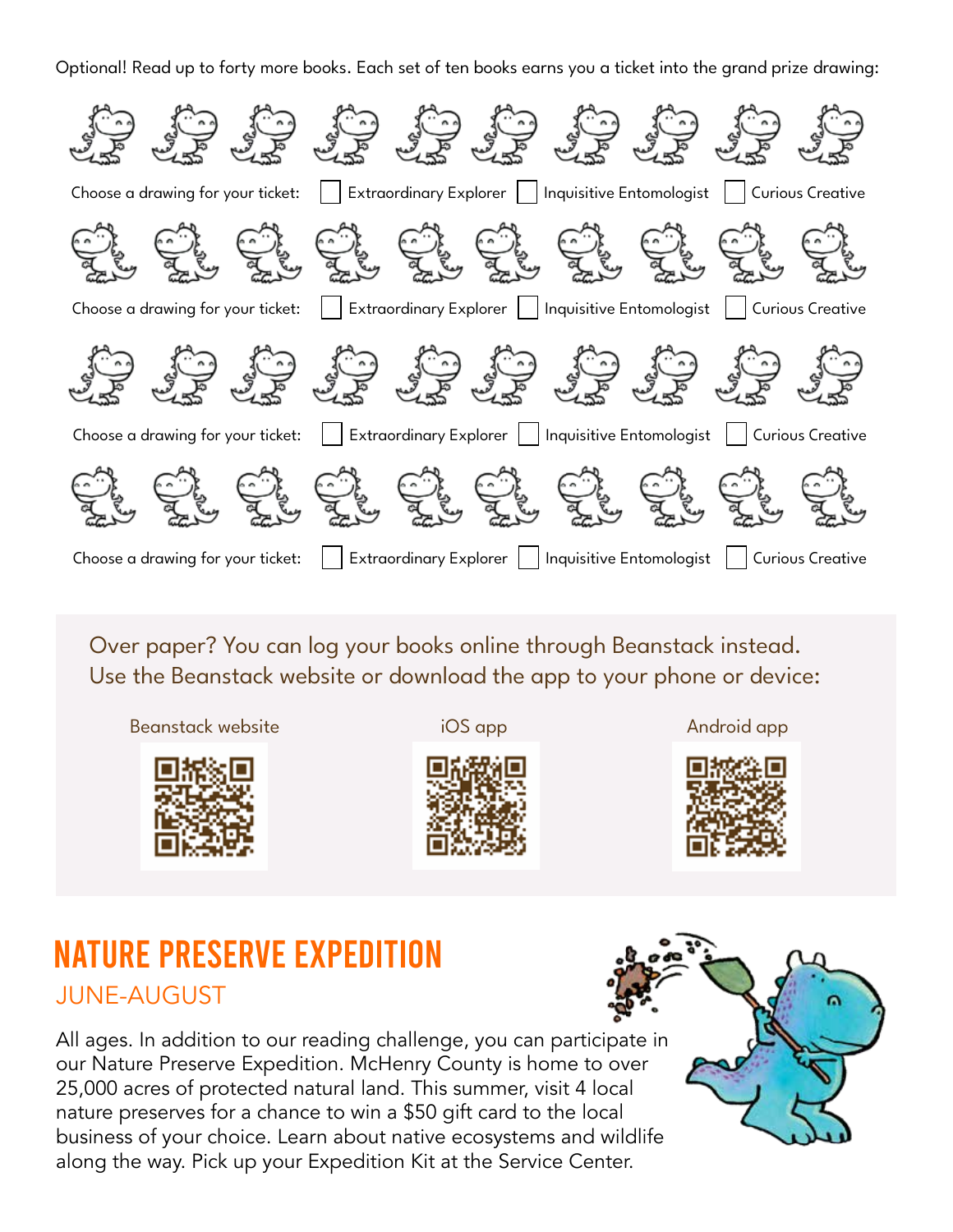Optional! Read up to forty more books. Each set of ten books earns you a ticket into the grand prize drawing:

Choose a drawing for your ticket: ☐ Extraordinary Explorer ☐ Inquisitive Entomologist ☐ Curious Creative

Choose a drawing for your ticket: ☐ Extraordinary Explorer ☐ Inquisitive Entomologist ☐ Curious Creative

Choose a drawing for your ticket: ☐ Extraordinary Explorer ☐ Inquisitive Entomologist ☐ Curious Creative

Choose a drawing for your ticket: ☐ Extraordinary Explorer ☐ Inquisitive Entomologist ☐ Curious Creative

Over paper? You can log your books online through Beanstack instead. Use the Beanstack website or download the app to your phone or device:

Beanstack website

iOS app

Android app

# NATURE PRESERVE EXPEDITION

## JUNE-AUGUST

All ages. In addition to our reading challenge, you can participate in our Nature Preserve Expedition. McHenry County is home to over 25,000 acres of protected natural land. This summer, visit 4 local nature preserves for a chance to win a $50 gift card to the local business of your choice. Learn about native ecosystems and wildlife along the way. Pick up your Expedition Kit at the Service Center.